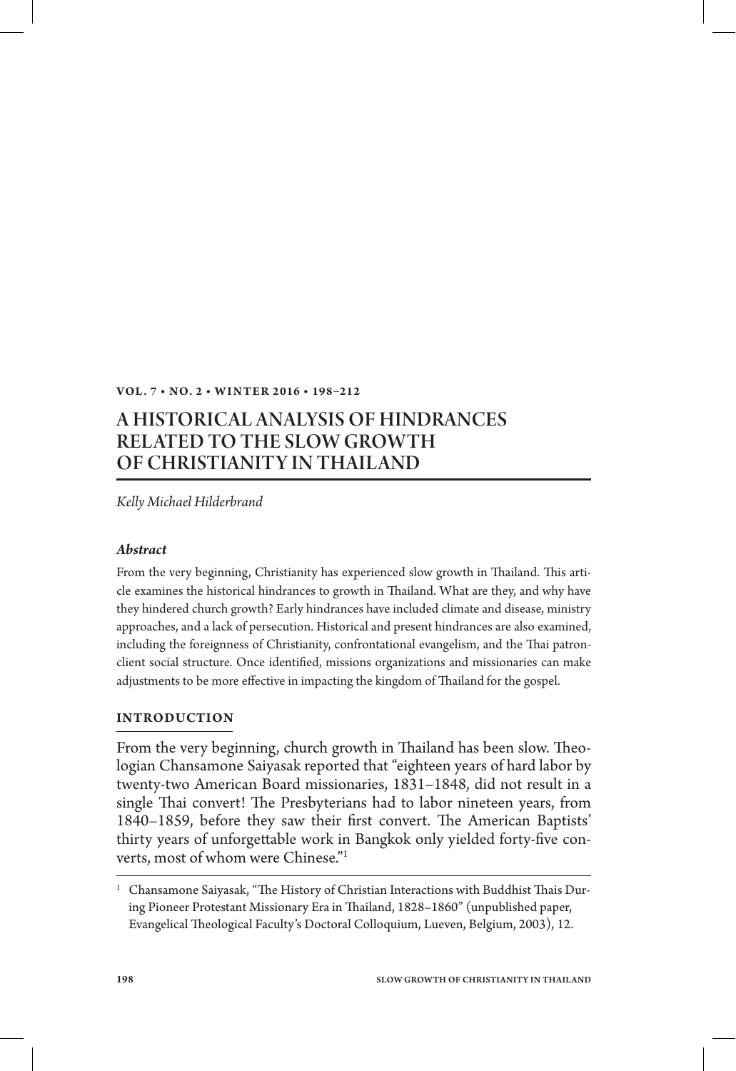# A HISTORICAL ANALYSIS OF HINDRANCES RELATED TO THE SLOW GROWTH OF CHRISTIANITY IN THAILAND

*Kelly Michael Hilderbrand*

### *Abstract*

From the very beginning, Christianity has experienced slow growth in Thailand. This article examines the historical hindrances to growth in Thailand. What are they, and why have they hindered church growth? Early hindrances have included climate and disease, ministry approaches, and a lack of persecution. Historical and present hindrances are also examined, including the foreignness of Christianity, confrontational evangelism, and the Thai patron-client social structure. Once identified, missions organizations and missionaries can make adjustments to be more effective in impacting the kingdom of Thailand for the gospel.

## INTRODUCTION

From the very beginning, church growth in Thailand has been slow. Theologian Chansamone Saiyasak reported that "eighteen years of hard labor by twenty-two American Board missionaries, 1831–1848, did not result in a single Thai convert! The Presbyterians had to labor nineteen years, from 1840–1859, before they saw their first convert. The American Baptists' thirty years of unforgettable work in Bangkok only yielded forty-five converts, most of whom were Chinese."[1]

[1] Chansamone Saiyasak, "The History of Christian Interactions with Buddhist Thais During Pioneer Protestant Missionary Era in Thailand, 1828–1860" (unpublished paper, Evangelical Theological Faculty's Doctoral Colloquium, Lueven, Belgium, 2003), 12.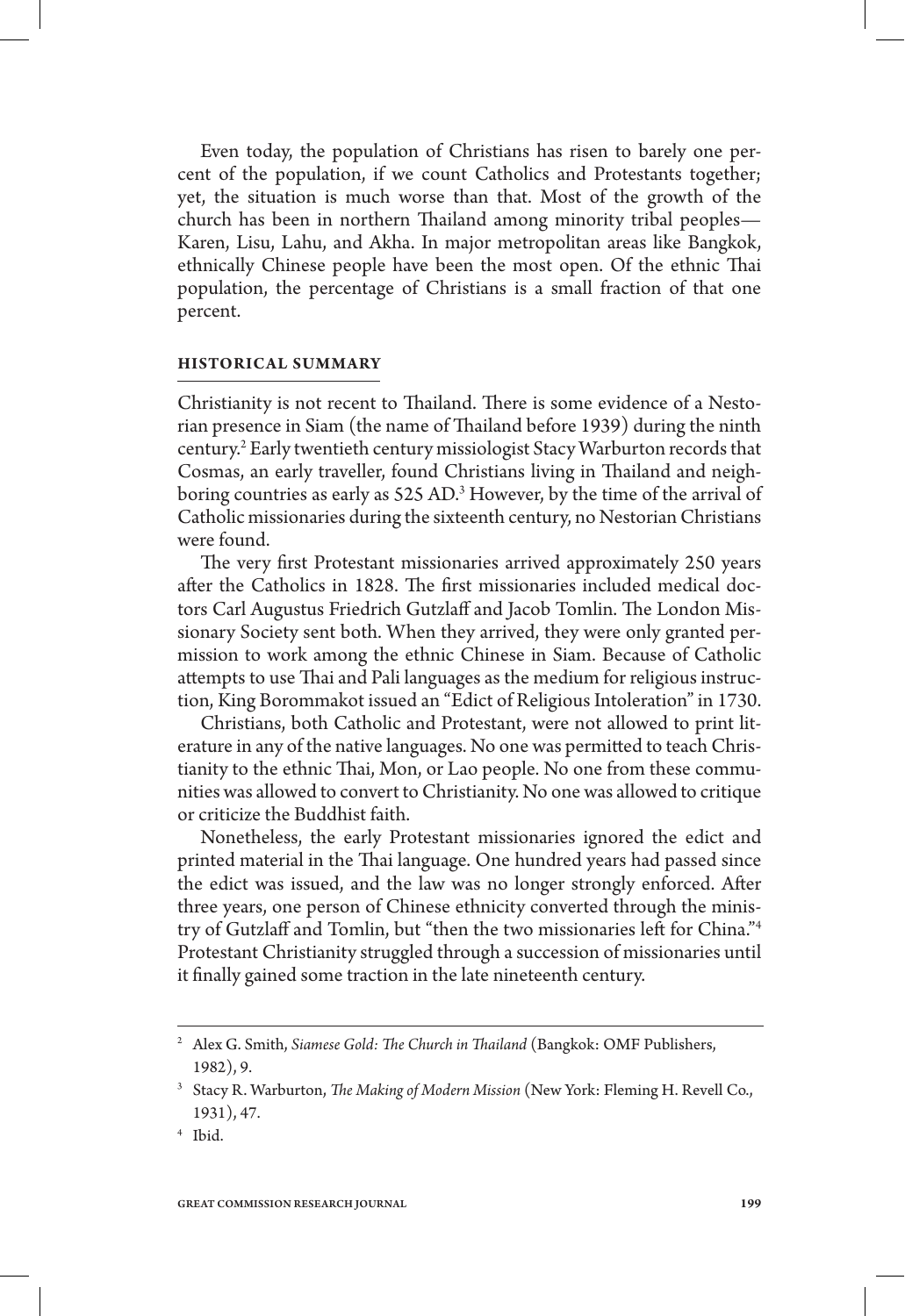Even today, the population of Christians has risen to barely one percent of the population, if we count Catholics and Protestants together; yet, the situation is much worse than that. Most of the growth of the church has been in northern Thailand among minority tribal peoples—Karen, Lisu, Lahu, and Akha. In major metropolitan areas like Bangkok, ethnically Chinese people have been the most open. Of the ethnic Thai population, the percentage of Christians is a small fraction of that one percent.

## HISTORICAL SUMMARY

Christianity is not recent to Thailand. There is some evidence of a Nestorian presence in Siam (the name of Thailand before 1939) during the ninth century.[2] Early twentieth century missiologist Stacy Warburton records that Cosmas, an early traveller, found Christians living in Thailand and neighboring countries as early as 525 AD.[3] However, by the time of the arrival of Catholic missionaries during the sixteenth century, no Nestorian Christians were found.

The very first Protestant missionaries arrived approximately 250 years after the Catholics in 1828. The first missionaries included medical doctors Carl Augustus Friedrich Gutzlaff and Jacob Tomlin. The London Missionary Society sent both. When they arrived, they were only granted permission to work among the ethnic Chinese in Siam. Because of Catholic attempts to use Thai and Pali languages as the medium for religious instruction, King Borommakot issued an "Edict of Religious Intoleration" in 1730.

Christians, both Catholic and Protestant, were not allowed to print literature in any of the native languages. No one was permitted to teach Christianity to the ethnic Thai, Mon, or Lao people. No one from these communities was allowed to convert to Christianity. No one was allowed to critique or criticize the Buddhist faith.

Nonetheless, the early Protestant missionaries ignored the edict and printed material in the Thai language. One hundred years had passed since the edict was issued, and the law was no longer strongly enforced. After three years, one person of Chinese ethnicity converted through the ministry of Gutzlaff and Tomlin, but "then the two missionaries left for China."[4] Protestant Christianity struggled through a succession of missionaries until it finally gained some traction in the late nineteenth century.

---

[2] Alex G. Smith, *Siamese Gold: The Church in Thailand* (Bangkok: OMF Publishers, 1982), 9.

[3] Stacy R. Warburton, *The Making of Modern Mission* (New York: Fleming H. Revell Co., 1931), 47.

[4] Ibid.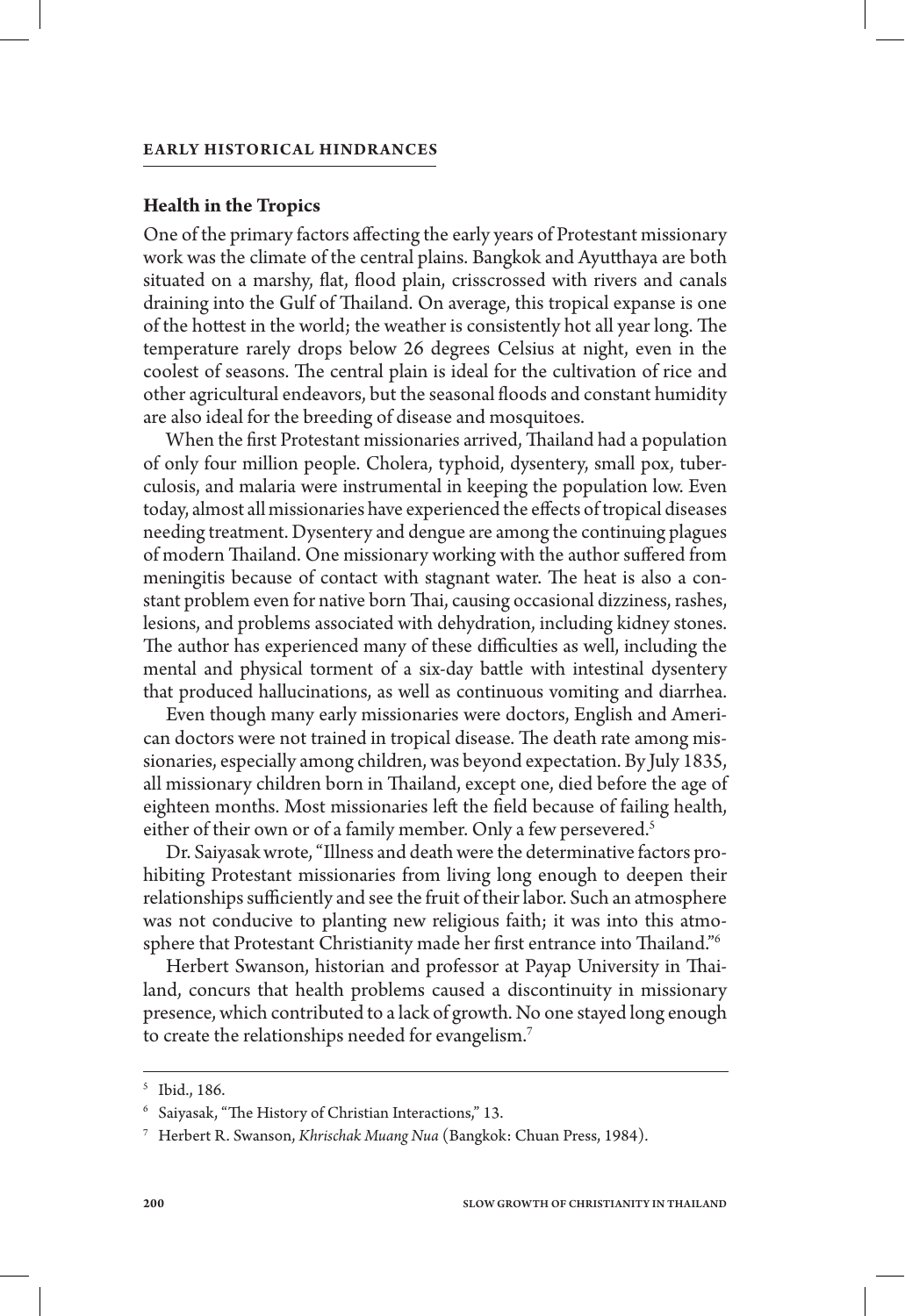## Health in the Tropics

One of the primary factors affecting the early years of Protestant missionary work was the climate of the central plains. Bangkok and Ayutthaya are both situated on a marshy, flat, flood plain, crisscrossed with rivers and canals draining into the Gulf of Thailand. On average, this tropical expanse is one of the hottest in the world; the weather is consistently hot all year long. The temperature rarely drops below 26 degrees Celsius at night, even in the coolest of seasons. The central plain is ideal for the cultivation of rice and other agricultural endeavors, but the seasonal floods and constant humidity are also ideal for the breeding of disease and mosquitoes.

When the first Protestant missionaries arrived, Thailand had a population of only four million people. Cholera, typhoid, dysentery, small pox, tuberculosis, and malaria were instrumental in keeping the population low. Even today, almost all missionaries have experienced the effects of tropical diseases needing treatment. Dysentery and dengue are among the continuing plagues of modern Thailand. One missionary working with the author suffered from meningitis because of contact with stagnant water. The heat is also a constant problem even for native born Thai, causing occasional dizziness, rashes, lesions, and problems associated with dehydration, including kidney stones. The author has experienced many of these difficulties as well, including the mental and physical torment of a six-day battle with intestinal dysentery that produced hallucinations, as well as continuous vomiting and diarrhea.

Even though many early missionaries were doctors, English and American doctors were not trained in tropical disease. The death rate among missionaries, especially among children, was beyond expectation. By July 1835, all missionary children born in Thailand, except one, died before the age of eighteen months. Most missionaries left the field because of failing health, either of their own or of a family member. Only a few persevered.[5]

Dr. Saiyasak wrote, "Illness and death were the determinative factors prohibiting Protestant missionaries from living long enough to deepen their relationships sufficiently and see the fruit of their labor. Such an atmosphere was not conducive to planting new religious faith; it was into this atmosphere that Protestant Christianity made her first entrance into Thailand."[6]

Herbert Swanson, historian and professor at Payap University in Thailand, concurs that health problems caused a discontinuity in missionary presence, which contributed to a lack of growth. No one stayed long enough to create the relationships needed for evangelism.[7]

---

[5] Ibid., 186.

[6] Saiyasak, "The History of Christian Interactions," 13.

[7] Herbert R. Swanson, *Khrischak Muang Nua* (Bangkok: Chuan Press, 1984).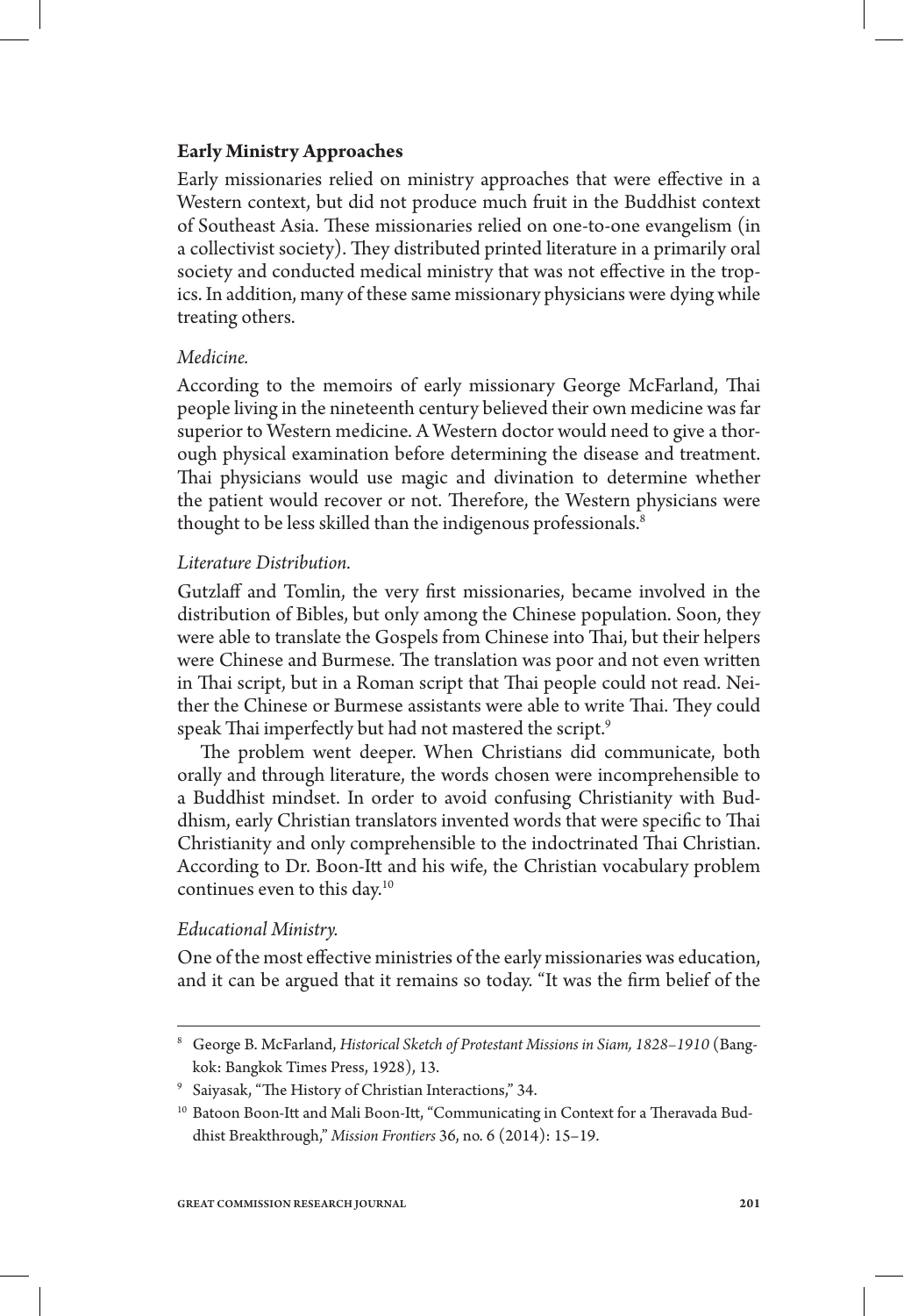### Early Ministry Approaches

Early missionaries relied on ministry approaches that were effective in a Western context, but did not produce much fruit in the Buddhist context of Southeast Asia. These missionaries relied on one-to-one evangelism (in a collectivist society). They distributed printed literature in a primarily oral society and conducted medical ministry that was not effective in the tropics. In addition, many of these same missionary physicians were dying while treating others.

#### *Medicine.*

According to the memoirs of early missionary George McFarland, Thai people living in the nineteenth century believed their own medicine was far superior to Western medicine. A Western doctor would need to give a thorough physical examination before determining the disease and treatment. Thai physicians would use magic and divination to determine whether the patient would recover or not. Therefore, the Western physicians were thought to be less skilled than the indigenous professionals.[8]

#### *Literature Distribution.*

Gutzlaff and Tomlin, the very first missionaries, became involved in the distribution of Bibles, but only among the Chinese population. Soon, they were able to translate the Gospels from Chinese into Thai, but their helpers were Chinese and Burmese. The translation was poor and not even written in Thai script, but in a Roman script that Thai people could not read. Neither the Chinese or Burmese assistants were able to write Thai. They could speak Thai imperfectly but had not mastered the script.[9]

The problem went deeper. When Christians did communicate, both orally and through literature, the words chosen were incomprehensible to a Buddhist mindset. In order to avoid confusing Christianity with Buddhism, early Christian translators invented words that were specific to Thai Christianity and only comprehensible to the indoctrinated Thai Christian. According to Dr. Boon-Itt and his wife, the Christian vocabulary problem continues even to this day.[10]

#### *Educational Ministry.*

One of the most effective ministries of the early missionaries was education, and it can be argued that it remains so today. "It was the firm belief of the

---

[8] George B. McFarland, *Historical Sketch of Protestant Missions in Siam, 1828–1910* (Bangkok: Bangkok Times Press, 1928), 13.

[9] Saiyasak, "The History of Christian Interactions," 34.

[10] Batoon Boon-Itt and Mali Boon-Itt, "Communicating in Context for a Theravada Buddhist Breakthrough," *Mission Frontiers* 36, no. 6 (2014): 15–19.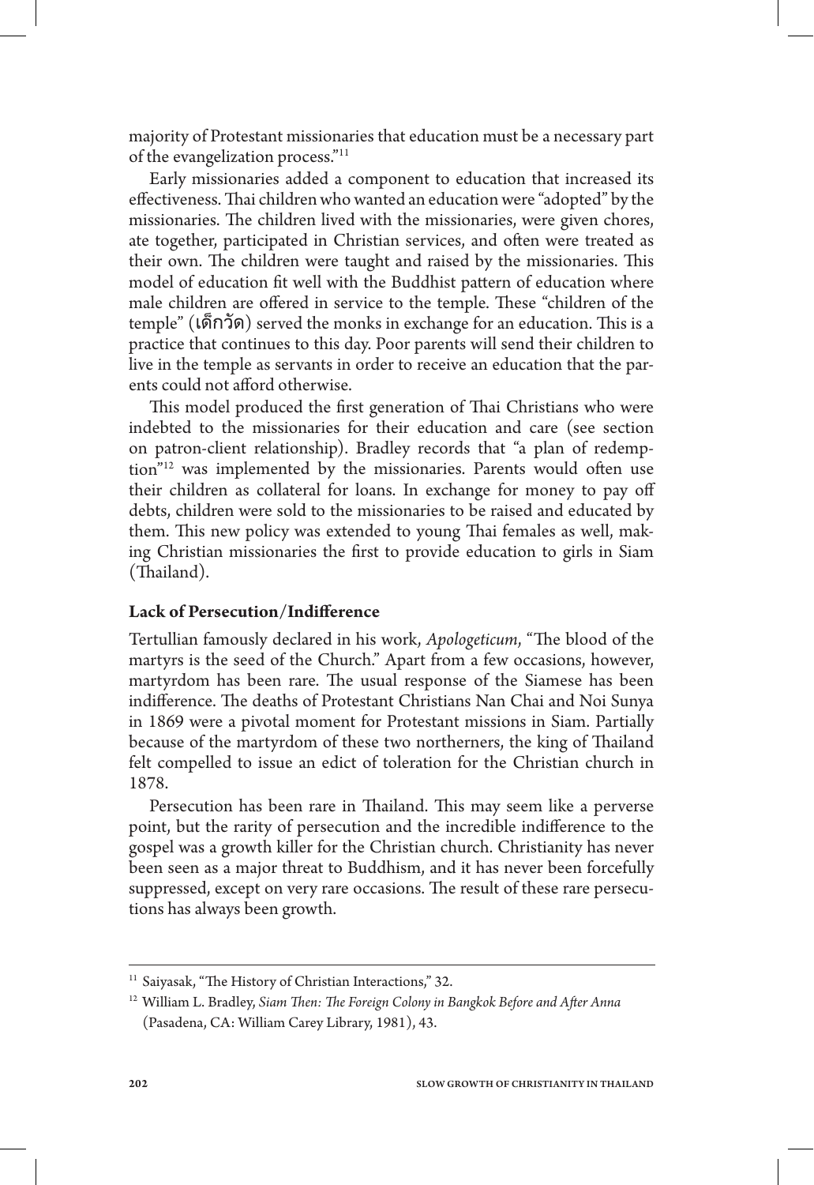majority of Protestant missionaries that education must be a necessary part of the evangelization process."[11]

Early missionaries added a component to education that increased its effectiveness. Thai children who wanted an education were "adopted" by the missionaries. The children lived with the missionaries, were given chores, ate together, participated in Christian services, and often were treated as their own. The children were taught and raised by the missionaries. This model of education fit well with the Buddhist pattern of education where male children are offered in service to the temple. These "children of the temple" (เด็กวัด) served the monks in exchange for an education. This is a practice that continues to this day. Poor parents will send their children to live in the temple as servants in order to receive an education that the parents could not afford otherwise.

This model produced the first generation of Thai Christians who were indebted to the missionaries for their education and care (see section on patron-client relationship). Bradley records that "a plan of redemption"[12] was implemented by the missionaries. Parents would often use their children as collateral for loans. In exchange for money to pay off debts, children were sold to the missionaries to be raised and educated by them. This new policy was extended to young Thai females as well, making Christian missionaries the first to provide education to girls in Siam (Thailand).

### Lack of Persecution/Indifference

Tertullian famously declared in his work, *Apologeticum*, "The blood of the martyrs is the seed of the Church." Apart from a few occasions, however, martyrdom has been rare. The usual response of the Siamese has been indifference. The deaths of Protestant Christians Nan Chai and Noi Sunya in 1869 were a pivotal moment for Protestant missions in Siam. Partially because of the martyrdom of these two northerners, the king of Thailand felt compelled to issue an edict of toleration for the Christian church in 1878.

Persecution has been rare in Thailand. This may seem like a perverse point, but the rarity of persecution and the incredible indifference to the gospel was a growth killer for the Christian church. Christianity has never been seen as a major threat to Buddhism, and it has never been forcefully suppressed, except on very rare occasions. The result of these rare persecutions has always been growth.

---

[11] Saiyasak, "The History of Christian Interactions," 32.

[12] William L. Bradley, *Siam Then: The Foreign Colony in Bangkok Before and After Anna* (Pasadena, CA: William Carey Library, 1981), 43.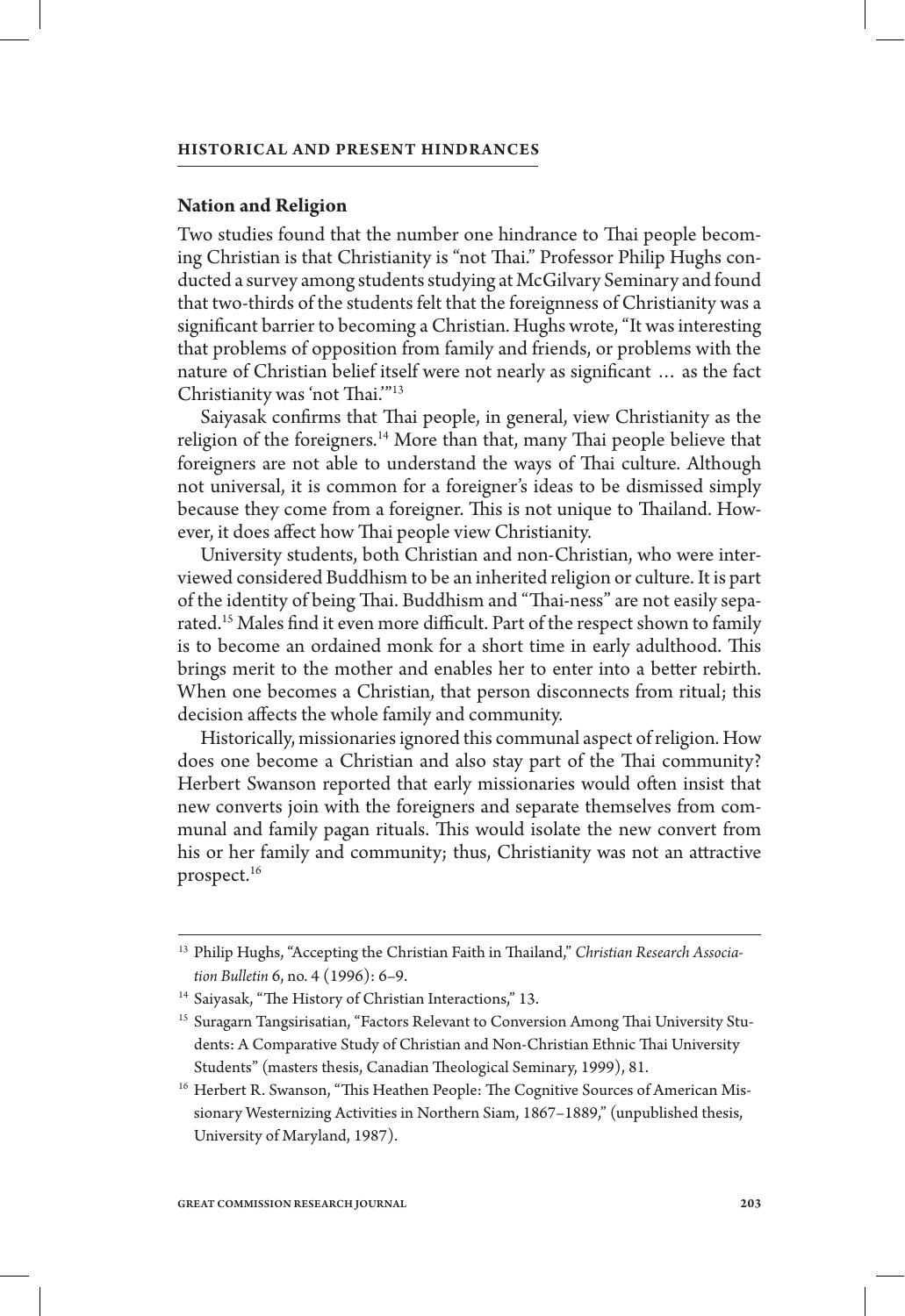## Nation and Religion

Two studies found that the number one hindrance to Thai people becoming Christian is that Christianity is "not Thai." Professor Philip Hughs conducted a survey among students studying at McGilvary Seminary and found that two-thirds of the students felt that the foreignness of Christianity was a significant barrier to becoming a Christian. Hughs wrote, "It was interesting that problems of opposition from family and friends, or problems with the nature of Christian belief itself were not nearly as significant … as the fact Christianity was 'not Thai.'"[13]

Saiyasak confirms that Thai people, in general, view Christianity as the religion of the foreigners.[14] More than that, many Thai people believe that foreigners are not able to understand the ways of Thai culture. Although not universal, it is common for a foreigner's ideas to be dismissed simply because they come from a foreigner. This is not unique to Thailand. However, it does affect how Thai people view Christianity.

University students, both Christian and non-Christian, who were interviewed considered Buddhism to be an inherited religion or culture. It is part of the identity of being Thai. Buddhism and "Thai-ness" are not easily separated.[15] Males find it even more difficult. Part of the respect shown to family is to become an ordained monk for a short time in early adulthood. This brings merit to the mother and enables her to enter into a better rebirth. When one becomes a Christian, that person disconnects from ritual; this decision affects the whole family and community.

Historically, missionaries ignored this communal aspect of religion. How does one become a Christian and also stay part of the Thai community? Herbert Swanson reported that early missionaries would often insist that new converts join with the foreigners and separate themselves from communal and family pagan rituals. This would isolate the new convert from his or her family and community; thus, Christianity was not an attractive prospect.[16]

---

[13] Philip Hughs, "Accepting the Christian Faith in Thailand," *Christian Research Association Bulletin* 6, no. 4 (1996): 6–9.

[14] Saiyasak, "The History of Christian Interactions," 13.

[15] Suragarn Tangsirisatian, "Factors Relevant to Conversion Among Thai University Students: A Comparative Study of Christian and Non-Christian Ethnic Thai University Students" (masters thesis, Canadian Theological Seminary, 1999), 81.

[16] Herbert R. Swanson, "This Heathen People: The Cognitive Sources of American Missionary Westernizing Activities in Northern Siam, 1867–1889," (unpublished thesis, University of Maryland, 1987).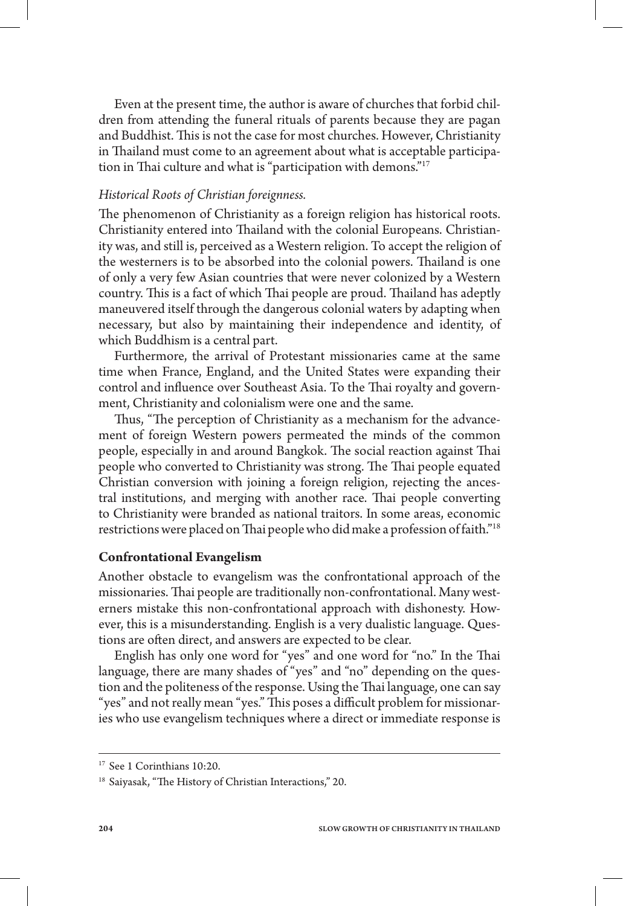Even at the present time, the author is aware of churches that forbid children from attending the funeral rituals of parents because they are pagan and Buddhist. This is not the case for most churches. However, Christianity in Thailand must come to an agreement about what is acceptable participation in Thai culture and what is "participation with demons."[17]

*Historical Roots of Christian foreignness.*

The phenomenon of Christianity as a foreign religion has historical roots. Christianity entered into Thailand with the colonial Europeans. Christianity was, and still is, perceived as a Western religion. To accept the religion of the westerners is to be absorbed into the colonial powers. Thailand is one of only a very few Asian countries that were never colonized by a Western country. This is a fact of which Thai people are proud. Thailand has adeptly maneuvered itself through the dangerous colonial waters by adapting when necessary, but also by maintaining their independence and identity, of which Buddhism is a central part.

Furthermore, the arrival of Protestant missionaries came at the same time when France, England, and the United States were expanding their control and influence over Southeast Asia. To the Thai royalty and government, Christianity and colonialism were one and the same.

Thus, "The perception of Christianity as a mechanism for the advancement of foreign Western powers permeated the minds of the common people, especially in and around Bangkok. The social reaction against Thai people who converted to Christianity was strong. The Thai people equated Christian conversion with joining a foreign religion, rejecting the ancestral institutions, and merging with another race. Thai people converting to Christianity were branded as national traitors. In some areas, economic restrictions were placed on Thai people who did make a profession of faith."[18]

**Confrontational Evangelism**

Another obstacle to evangelism was the confrontational approach of the missionaries. Thai people are traditionally non-confrontational. Many westerners mistake this non-confrontational approach with dishonesty. However, this is a misunderstanding. English is a very dualistic language. Questions are often direct, and answers are expected to be clear.

English has only one word for "yes" and one word for "no." In the Thai language, there are many shades of "yes" and "no" depending on the question and the politeness of the response. Using the Thai language, one can say "yes" and not really mean "yes." This poses a difficult problem for missionaries who use evangelism techniques where a direct or immediate response is

---

[17] See 1 Corinthians 10:20.

[18] Saiyasak, "The History of Christian Interactions," 20.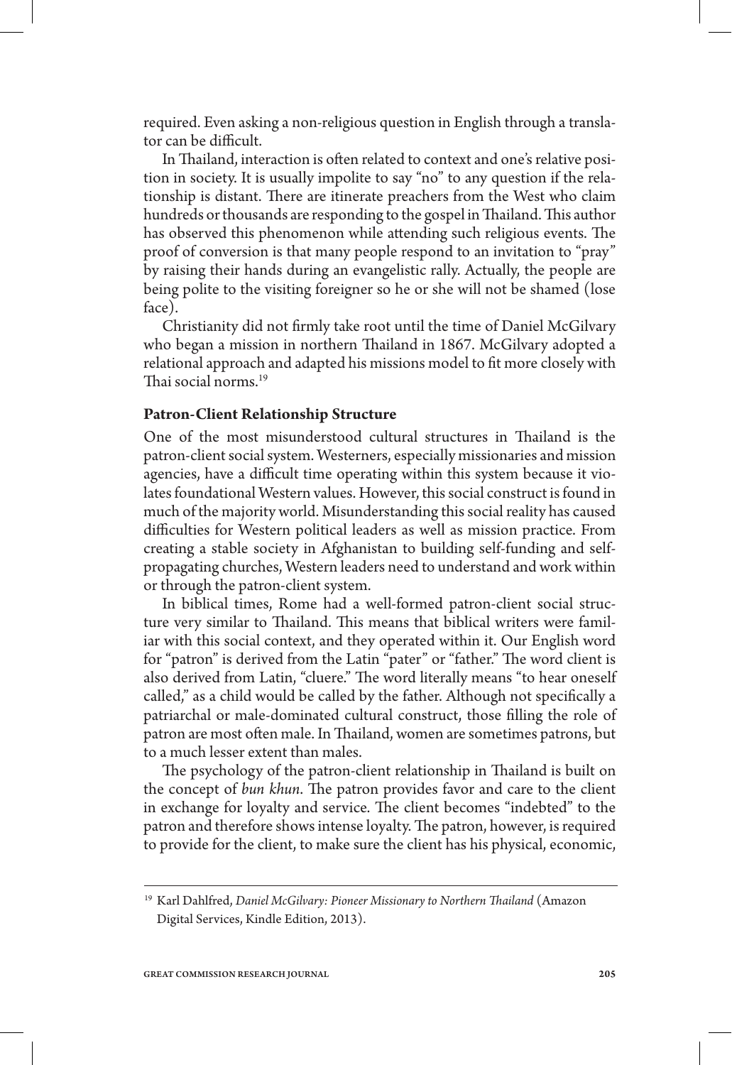required. Even asking a non-religious question in English through a translator can be difficult.

In Thailand, interaction is often related to context and one's relative position in society. It is usually impolite to say "no" to any question if the relationship is distant. There are itinerate preachers from the West who claim hundreds or thousands are responding to the gospel in Thailand. This author has observed this phenomenon while attending such religious events. The proof of conversion is that many people respond to an invitation to "pray" by raising their hands during an evangelistic rally. Actually, the people are being polite to the visiting foreigner so he or she will not be shamed (lose face).

Christianity did not firmly take root until the time of Daniel McGilvary who began a mission in northern Thailand in 1867. McGilvary adopted a relational approach and adapted his missions model to fit more closely with Thai social norms.[19]

**Patron-Client Relationship Structure**

One of the most misunderstood cultural structures in Thailand is the patron-client social system. Westerners, especially missionaries and mission agencies, have a difficult time operating within this system because it violates foundational Western values. However, this social construct is found in much of the majority world. Misunderstanding this social reality has caused difficulties for Western political leaders as well as mission practice. From creating a stable society in Afghanistan to building self-funding and self-propagating churches, Western leaders need to understand and work within or through the patron-client system.

In biblical times, Rome had a well-formed patron-client social structure very similar to Thailand. This means that biblical writers were familiar with this social context, and they operated within it. Our English word for "patron" is derived from the Latin "pater" or "father." The word client is also derived from Latin, "cluere." The word literally means "to hear oneself called," as a child would be called by the father. Although not specifically a patriarchal or male-dominated cultural construct, those filling the role of patron are most often male. In Thailand, women are sometimes patrons, but to a much lesser extent than males.

The psychology of the patron-client relationship in Thailand is built on the concept of *bun khun*. The patron provides favor and care to the client in exchange for loyalty and service. The client becomes "indebted" to the patron and therefore shows intense loyalty. The patron, however, is required to provide for the client, to make sure the client has his physical, economic,

---

[19] Karl Dahlfred, *Daniel McGilvary: Pioneer Missionary to Northern Thailand* (Amazon Digital Services, Kindle Edition, 2013).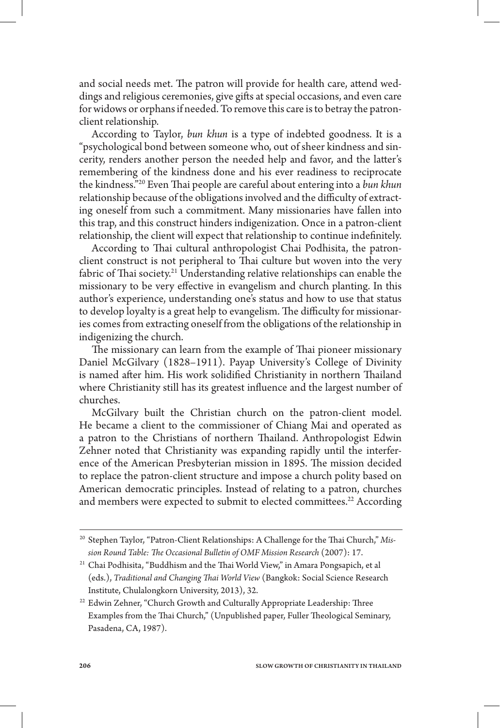and social needs met. The patron will provide for health care, attend weddings and religious ceremonies, give gifts at special occasions, and even care for widows or orphans if needed. To remove this care is to betray the patron-client relationship.

According to Taylor, *bun khun* is a type of indebted goodness. It is a "psychological bond between someone who, out of sheer kindness and sincerity, renders another person the needed help and favor, and the latter's remembering of the kindness done and his ever readiness to reciprocate the kindness."[20] Even Thai people are careful about entering into a *bun khun* relationship because of the obligations involved and the difficulty of extracting oneself from such a commitment. Many missionaries have fallen into this trap, and this construct hinders indigenization. Once in a patron-client relationship, the client will expect that relationship to continue indefinitely.

According to Thai cultural anthropologist Chai Podhisita, the patron-client construct is not peripheral to Thai culture but woven into the very fabric of Thai society.[21] Understanding relative relationships can enable the missionary to be very effective in evangelism and church planting. In this author's experience, understanding one's status and how to use that status to develop loyalty is a great help to evangelism. The difficulty for missionaries comes from extracting oneself from the obligations of the relationship in indigenizing the church.

The missionary can learn from the example of Thai pioneer missionary Daniel McGilvary (1828–1911). Payap University's College of Divinity is named after him. His work solidified Christianity in northern Thailand where Christianity still has its greatest influence and the largest number of churches.

McGilvary built the Christian church on the patron-client model. He became a client to the commissioner of Chiang Mai and operated as a patron to the Christians of northern Thailand. Anthropologist Edwin Zehner noted that Christianity was expanding rapidly until the interference of the American Presbyterian mission in 1895. The mission decided to replace the patron-client structure and impose a church polity based on American democratic principles. Instead of relating to a patron, churches and members were expected to submit to elected committees.[22] According

---

[20] Stephen Taylor, "Patron-Client Relationships: A Challenge for the Thai Church," *Mission Round Table: The Occasional Bulletin of OMF Mission Research* (2007): 17.

[21] Chai Podhisita, "Buddhism and the Thai World View," in Amara Pongsapich, et al (eds.), *Traditional and Changing Thai World View* (Bangkok: Social Science Research Institute, Chulalongkorn University, 2013), 32.

[22] Edwin Zehner, "Church Growth and Culturally Appropriate Leadership: Three Examples from the Thai Church," (Unpublished paper, Fuller Theological Seminary, Pasadena, CA, 1987).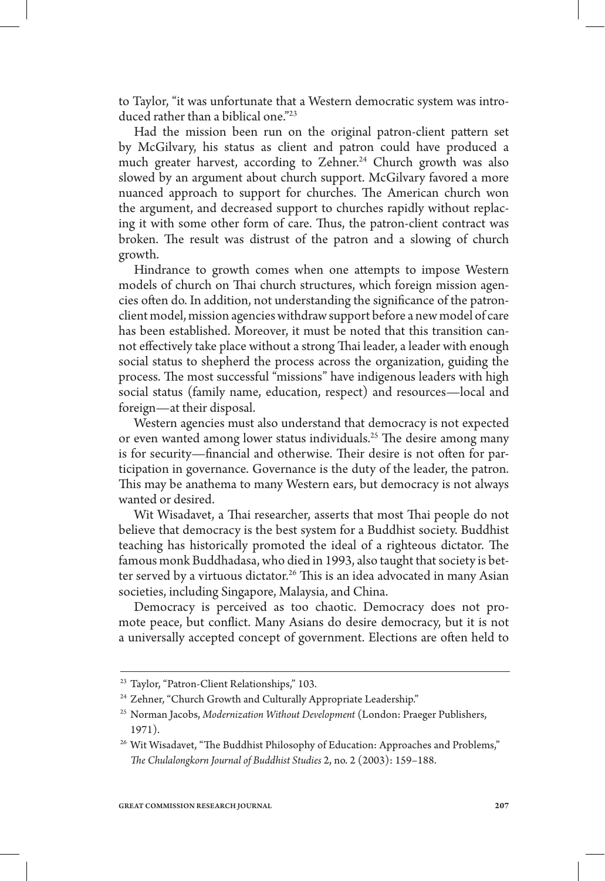to Taylor, "it was unfortunate that a Western democratic system was introduced rather than a biblical one."[23]

Had the mission been run on the original patron-client pattern set by McGilvary, his status as client and patron could have produced a much greater harvest, according to Zehner.[24] Church growth was also slowed by an argument about church support. McGilvary favored a more nuanced approach to support for churches. The American church won the argument, and decreased support to churches rapidly without replacing it with some other form of care. Thus, the patron-client contract was broken. The result was distrust of the patron and a slowing of church growth.

Hindrance to growth comes when one attempts to impose Western models of church on Thai church structures, which foreign mission agencies often do. In addition, not understanding the significance of the patron-client model, mission agencies withdraw support before a new model of care has been established. Moreover, it must be noted that this transition cannot effectively take place without a strong Thai leader, a leader with enough social status to shepherd the process across the organization, guiding the process. The most successful "missions" have indigenous leaders with high social status (family name, education, respect) and resources—local and foreign—at their disposal.

Western agencies must also understand that democracy is not expected or even wanted among lower status individuals.[25] The desire among many is for security—financial and otherwise. Their desire is not often for participation in governance. Governance is the duty of the leader, the patron. This may be anathema to many Western ears, but democracy is not always wanted or desired.

Wit Wisadavet, a Thai researcher, asserts that most Thai people do not believe that democracy is the best system for a Buddhist society. Buddhist teaching has historically promoted the ideal of a righteous dictator. The famous monk Buddhadasa, who died in 1993, also taught that society is better served by a virtuous dictator.[26] This is an idea advocated in many Asian societies, including Singapore, Malaysia, and China.

Democracy is perceived as too chaotic. Democracy does not promote peace, but conflict. Many Asians do desire democracy, but it is not a universally accepted concept of government. Elections are often held to

---

[23] Taylor, "Patron-Client Relationships," 103.

[24] Zehner, "Church Growth and Culturally Appropriate Leadership."

[25] Norman Jacobs, *Modernization Without Development* (London: Praeger Publishers, 1971).

[26] Wit Wisadavet, "The Buddhist Philosophy of Education: Approaches and Problems," *The Chulalongkorn Journal of Buddhist Studies* 2, no. 2 (2003): 159–188.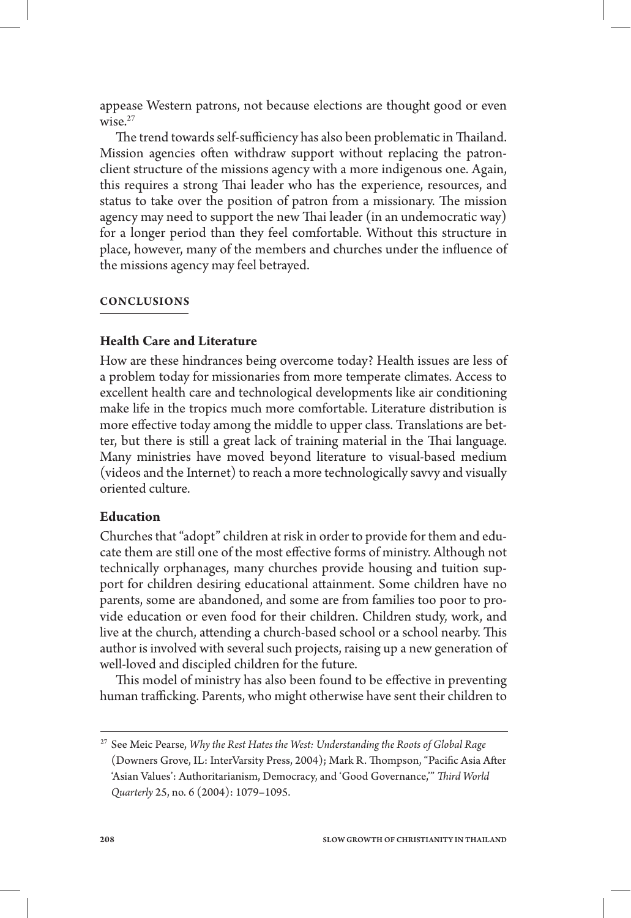appease Western patrons, not because elections are thought good or even wise.[27]

The trend towards self-sufficiency has also been problematic in Thailand. Mission agencies often withdraw support without replacing the patron-client structure of the missions agency with a more indigenous one. Again, this requires a strong Thai leader who has the experience, resources, and status to take over the position of patron from a missionary. The mission agency may need to support the new Thai leader (in an undemocratic way) for a longer period than they feel comfortable. Without this structure in place, however, many of the members and churches under the influence of the missions agency may feel betrayed.

## CONCLUSIONS

### Health Care and Literature

How are these hindrances being overcome today? Health issues are less of a problem today for missionaries from more temperate climates. Access to excellent health care and technological developments like air conditioning make life in the tropics much more comfortable. Literature distribution is more effective today among the middle to upper class. Translations are better, but there is still a great lack of training material in the Thai language. Many ministries have moved beyond literature to visual-based medium (videos and the Internet) to reach a more technologically savvy and visually oriented culture.

### Education

Churches that "adopt" children at risk in order to provide for them and educate them are still one of the most effective forms of ministry. Although not technically orphanages, many churches provide housing and tuition support for children desiring educational attainment. Some children have no parents, some are abandoned, and some are from families too poor to provide education or even food for their children. Children study, work, and live at the church, attending a church-based school or a school nearby. This author is involved with several such projects, raising up a new generation of well-loved and discipled children for the future.

This model of ministry has also been found to be effective in preventing human trafficking. Parents, who might otherwise have sent their children to

---

[27] See Meic Pearse, *Why the Rest Hates the West: Understanding the Roots of Global Rage* (Downers Grove, IL: InterVarsity Press, 2004); Mark R. Thompson, "Pacific Asia After 'Asian Values': Authoritarianism, Democracy, and 'Good Governance,'" *Third World Quarterly* 25, no. 6 (2004): 1079–1095.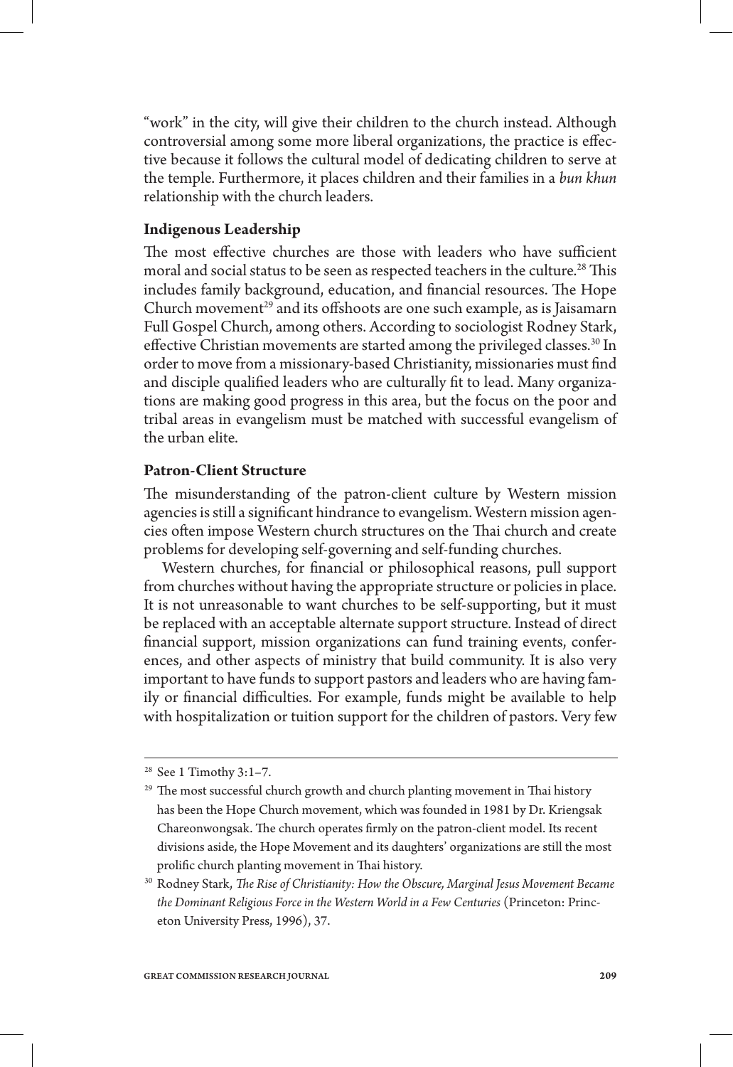"work" in the city, will give their children to the church instead. Although controversial among some more liberal organizations, the practice is effective because it follows the cultural model of dedicating children to serve at the temple. Furthermore, it places children and their families in a *bun khun* relationship with the church leaders.

### Indigenous Leadership

The most effective churches are those with leaders who have sufficient moral and social status to be seen as respected teachers in the culture.[28] This includes family background, education, and financial resources. The Hope Church movement[29] and its offshoots are one such example, as is Jaisamarn Full Gospel Church, among others. According to sociologist Rodney Stark, effective Christian movements are started among the privileged classes.[30] In order to move from a missionary-based Christianity, missionaries must find and disciple qualified leaders who are culturally fit to lead. Many organizations are making good progress in this area, but the focus on the poor and tribal areas in evangelism must be matched with successful evangelism of the urban elite.

### Patron-Client Structure

The misunderstanding of the patron-client culture by Western mission agencies is still a significant hindrance to evangelism. Western mission agencies often impose Western church structures on the Thai church and create problems for developing self-governing and self-funding churches.

Western churches, for financial or philosophical reasons, pull support from churches without having the appropriate structure or policies in place. It is not unreasonable to want churches to be self-supporting, but it must be replaced with an acceptable alternate support structure. Instead of direct financial support, mission organizations can fund training events, conferences, and other aspects of ministry that build community. It is also very important to have funds to support pastors and leaders who are having family or financial difficulties. For example, funds might be available to help with hospitalization or tuition support for the children of pastors. Very few

---

[28] See 1 Timothy 3:1–7.

[29] The most successful church growth and church planting movement in Thai history has been the Hope Church movement, which was founded in 1981 by Dr. Kriengsak Chareonwongsak. The church operates firmly on the patron-client model. Its recent divisions aside, the Hope Movement and its daughters' organizations are still the most prolific church planting movement in Thai history.

[30] Rodney Stark, *The Rise of Christianity: How the Obscure, Marginal Jesus Movement Became the Dominant Religious Force in the Western World in a Few Centuries* (Princeton: Princeton University Press, 1996), 37.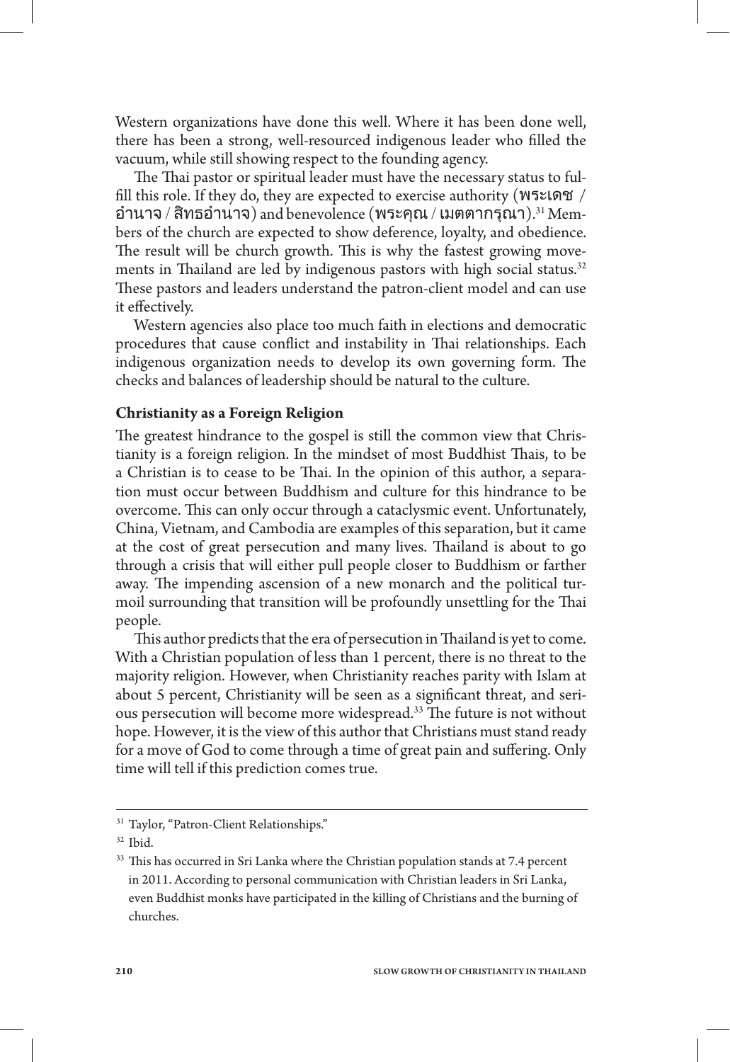Western organizations have done this well. Where it has been done well, there has been a strong, well-resourced indigenous leader who filled the vacuum, while still showing respect to the founding agency.

The Thai pastor or spiritual leader must have the necessary status to fulfill this role. If they do, they are expected to exercise authority (พระเดช / อำนาจ / สิทธอำนาจ) and benevolence (พระคุณ / เมตตากรุณา).[31] Members of the church are expected to show deference, loyalty, and obedience. The result will be church growth. This is why the fastest growing movements in Thailand are led by indigenous pastors with high social status.[32] These pastors and leaders understand the patron-client model and can use it effectively.

Western agencies also place too much faith in elections and democratic procedures that cause conflict and instability in Thai relationships. Each indigenous organization needs to develop its own governing form. The checks and balances of leadership should be natural to the culture.

**Christianity as a Foreign Religion**

The greatest hindrance to the gospel is still the common view that Christianity is a foreign religion. In the mindset of most Buddhist Thais, to be a Christian is to cease to be Thai. In the opinion of this author, a separation must occur between Buddhism and culture for this hindrance to be overcome. This can only occur through a cataclysmic event. Unfortunately, China, Vietnam, and Cambodia are examples of this separation, but it came at the cost of great persecution and many lives. Thailand is about to go through a crisis that will either pull people closer to Buddhism or farther away. The impending ascension of a new monarch and the political turmoil surrounding that transition will be profoundly unsettling for the Thai people.

This author predicts that the era of persecution in Thailand is yet to come. With a Christian population of less than 1 percent, there is no threat to the majority religion. However, when Christianity reaches parity with Islam at about 5 percent, Christianity will be seen as a significant threat, and serious persecution will become more widespread.[33] The future is not without hope. However, it is the view of this author that Christians must stand ready for a move of God to come through a time of great pain and suffering. Only time will tell if this prediction comes true.

---

[31] Taylor, "Patron-Client Relationships."

[32] Ibid.

[33] This has occurred in Sri Lanka where the Christian population stands at 7.4 percent in 2011. According to personal communication with Christian leaders in Sri Lanka, even Buddhist monks have participated in the killing of Christians and the burning of churches.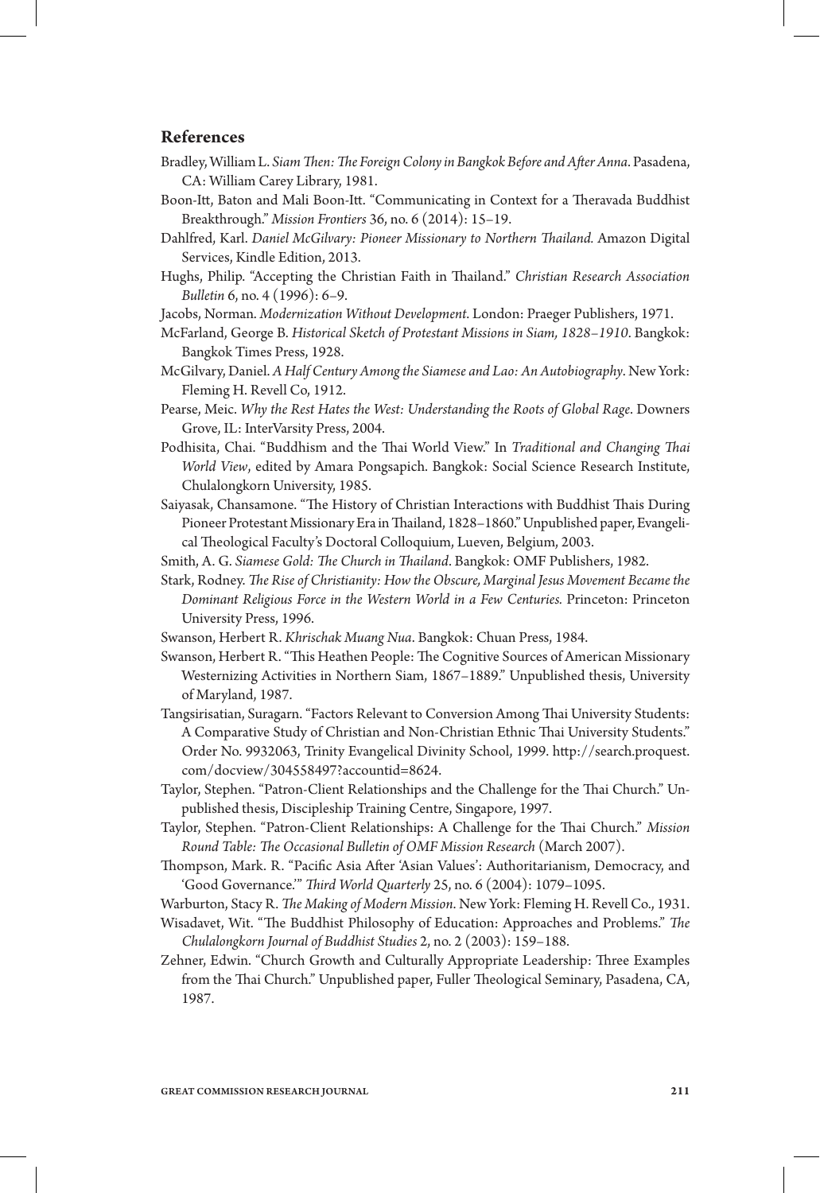## References

Bradley, William L. *Siam Then: The Foreign Colony in Bangkok Before and After Anna*. Pasadena, CA: William Carey Library, 1981.

Boon-Itt, Baton and Mali Boon-Itt. "Communicating in Context for a Theravada Buddhist Breakthrough." *Mission Frontiers* 36, no. 6 (2014): 15–19.

Dahlfred, Karl. *Daniel McGilvary: Pioneer Missionary to Northern Thailand.* Amazon Digital Services, Kindle Edition, 2013.

Hughs, Philip. "Accepting the Christian Faith in Thailand." *Christian Research Association Bulletin* 6, no. 4 (1996): 6–9.

Jacobs, Norman. *Modernization Without Development*. London: Praeger Publishers, 1971.

McFarland, George B. *Historical Sketch of Protestant Missions in Siam, 1828–1910*. Bangkok: Bangkok Times Press, 1928.

McGilvary, Daniel. *A Half Century Among the Siamese and Lao: An Autobiography*. New York: Fleming H. Revell Co, 1912.

Pearse, Meic. *Why the Rest Hates the West: Understanding the Roots of Global Rage*. Downers Grove, IL: InterVarsity Press, 2004.

Podhisita, Chai. "Buddhism and the Thai World View." In *Traditional and Changing Thai World View*, edited by Amara Pongsapich. Bangkok: Social Science Research Institute, Chulalongkorn University, 1985.

Saiyasak, Chansamone. "The History of Christian Interactions with Buddhist Thais During Pioneer Protestant Missionary Era in Thailand, 1828–1860." Unpublished paper, Evangelical Theological Faculty's Doctoral Colloquium, Lueven, Belgium, 2003.

Smith, A. G. *Siamese Gold: The Church in Thailand*. Bangkok: OMF Publishers, 1982.

Stark, Rodney. *The Rise of Christianity: How the Obscure, Marginal Jesus Movement Became the Dominant Religious Force in the Western World in a Few Centuries.* Princeton: Princeton University Press, 1996.

Swanson, Herbert R. *Khrischak Muang Nua*. Bangkok: Chuan Press, 1984.

Swanson, Herbert R. "This Heathen People: The Cognitive Sources of American Missionary Westernizing Activities in Northern Siam, 1867–1889." Unpublished thesis, University of Maryland, 1987.

Tangsirisatian, Suragarn. "Factors Relevant to Conversion Among Thai University Students: A Comparative Study of Christian and Non-Christian Ethnic Thai University Students." Order No. 9932063, Trinity Evangelical Divinity School, 1999. http://search.proquest.com/docview/304558497?accountid=8624.

Taylor, Stephen. "Patron-Client Relationships and the Challenge for the Thai Church." Unpublished thesis, Discipleship Training Centre, Singapore, 1997.

Taylor, Stephen. "Patron-Client Relationships: A Challenge for the Thai Church." *Mission Round Table: The Occasional Bulletin of OMF Mission Research* (March 2007).

Thompson, Mark. R. "Pacific Asia After 'Asian Values': Authoritarianism, Democracy, and 'Good Governance.'" *Third World Quarterly* 25, no. 6 (2004): 1079–1095.

Warburton, Stacy R. *The Making of Modern Mission*. New York: Fleming H. Revell Co., 1931.

Wisadavet, Wit. "The Buddhist Philosophy of Education: Approaches and Problems." *The Chulalongkorn Journal of Buddhist Studies* 2, no. 2 (2003): 159–188.

Zehner, Edwin. "Church Growth and Culturally Appropriate Leadership: Three Examples from the Thai Church." Unpublished paper, Fuller Theological Seminary, Pasadena, CA, 1987.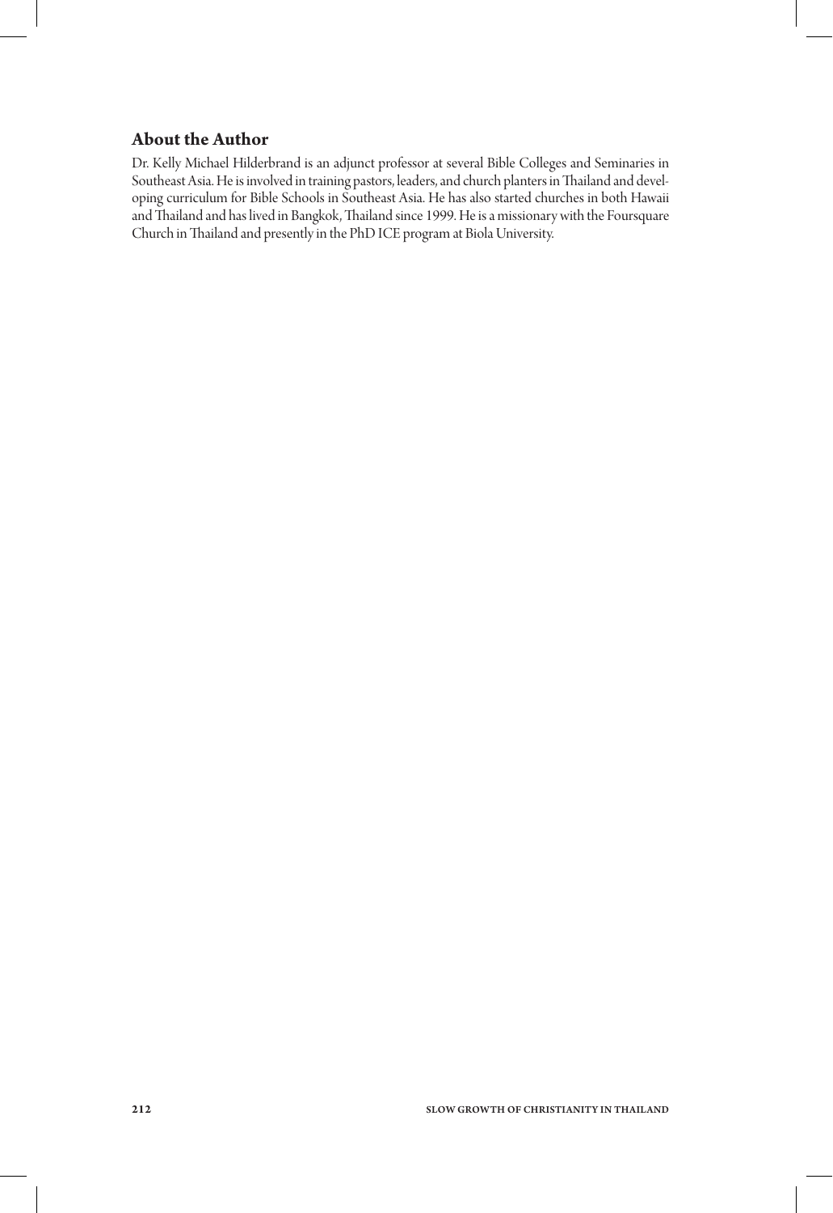## About the Author

Dr. Kelly Michael Hilderbrand is an adjunct professor at several Bible Colleges and Seminaries in Southeast Asia. He is involved in training pastors, leaders, and church planters in Thailand and developing curriculum for Bible Schools in Southeast Asia. He has also started churches in both Hawaii and Thailand and has lived in Bangkok, Thailand since 1999. He is a missionary with the Foursquare Church in Thailand and presently in the PhD ICE program at Biola University.